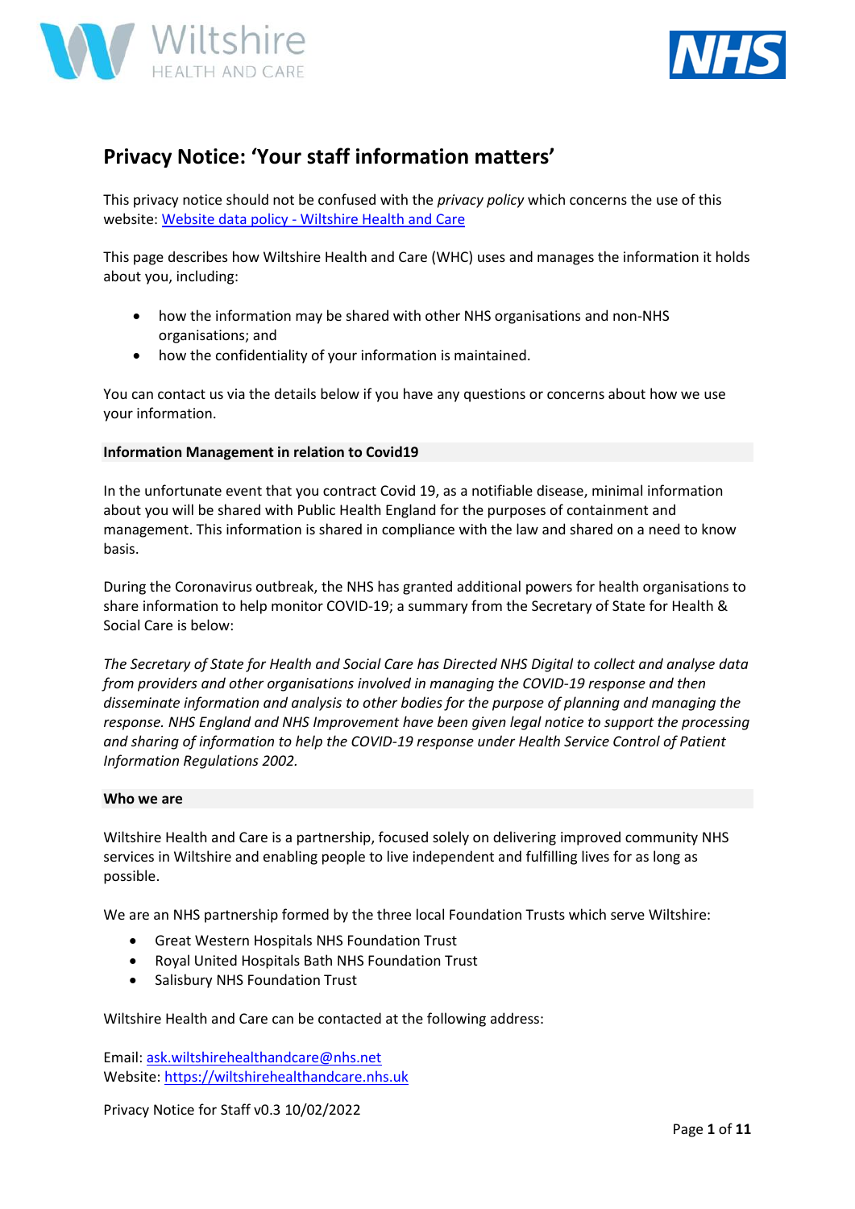# Privacy Notice: 'Your staff information matters'

This privacy notice should not be confused with the *privacy policy* which concerns the use of this website: [Website data policy - Wiltshire Health and Care]()

This page describes how Wiltshire Health and Care (WHC) uses and manages the information it holds about you, including:

- how the information may be shared with other NHS organisations and non-NHS organisations; and
- how the confidentiality of your information is maintained.

You can contact us via the details below if you have any questions or concerns about how we use your information.

**Information Management in relation to Covid19**

In the unfortunate event that you contract Covid 19, as a notifiable disease, minimal information about you will be shared with Public Health England for the purposes of containment and management. This information is shared in compliance with the law and shared on a need to know basis.

During the Coronavirus outbreak, the NHS has granted additional powers for health organisations to share information to help monitor COVID-19; a summary from the Secretary of State for Health & Social Care is below:

*The Secretary of State for Health and Social Care has Directed NHS Digital to collect and analyse data from providers and other organisations involved in managing the COVID-19 response and then disseminate information and analysis to other bodies for the purpose of planning and managing the response. NHS England and NHS Improvement have been given legal notice to support the processing and sharing of information to help the COVID-19 response under Health Service Control of Patient Information Regulations 2002.*

**Who we are**

Wiltshire Health and Care is a partnership, focused solely on delivering improved community NHS services in Wiltshire and enabling people to live independent and fulfilling lives for as long as possible.

We are an NHS partnership formed by the three local Foundation Trusts which serve Wiltshire:

- Great Western Hospitals NHS Foundation Trust
- Royal United Hospitals Bath NHS Foundation Trust
- Salisbury NHS Foundation Trust

Wiltshire Health and Care can be contacted at the following address:

Email: [ask.wiltshirehealthandcare@nhs.net](mailto:ask.wiltshirehealthandcare@nhs.net)
Website: [https://wiltshirehealthandcare.nhs.uk](https://wiltshirehealthandcare.nhs.uk)

Privacy Notice for Staff v0.3 10/02/2022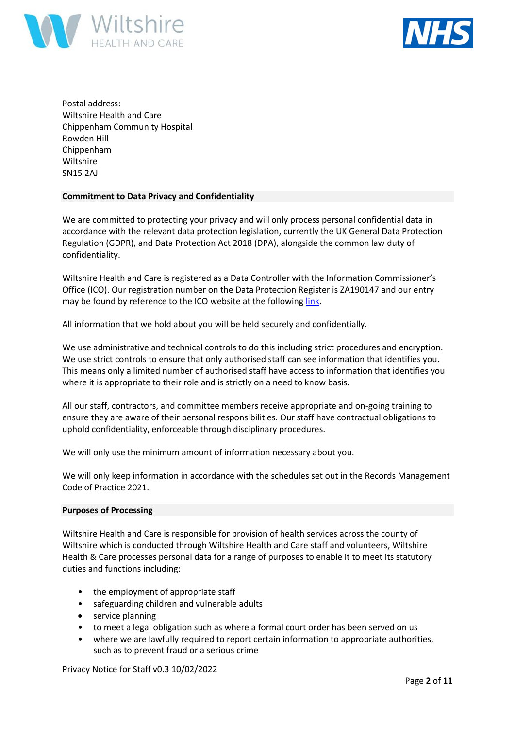Postal address:
Wiltshire Health and Care
Chippenham Community Hospital
Rowden Hill
Chippenham
Wiltshire
SN15 2AJ

**Commitment to Data Privacy and Confidentiality**

We are committed to protecting your privacy and will only process personal confidential data in accordance with the relevant data protection legislation, currently the UK General Data Protection Regulation (GDPR), and Data Protection Act 2018 (DPA), alongside the common law duty of confidentiality.

Wiltshire Health and Care is registered as a Data Controller with the Information Commissioner's Office (ICO). Our registration number on the Data Protection Register is ZA190147 and our entry may be found by reference to the ICO website at the following link.

All information that we hold about you will be held securely and confidentially.

We use administrative and technical controls to do this including strict procedures and encryption. We use strict controls to ensure that only authorised staff can see information that identifies you. This means only a limited number of authorised staff have access to information that identifies you where it is appropriate to their role and is strictly on a need to know basis.

All our staff, contractors, and committee members receive appropriate and on-going training to ensure they are aware of their personal responsibilities. Our staff have contractual obligations to uphold confidentiality, enforceable through disciplinary procedures.

We will only use the minimum amount of information necessary about you.

We will only keep information in accordance with the schedules set out in the Records Management Code of Practice 2021.

**Purposes of Processing**

Wiltshire Health and Care is responsible for provision of health services across the county of Wiltshire which is conducted through Wiltshire Health and Care staff and volunteers, Wiltshire Health & Care processes personal data for a range of purposes to enable it to meet its statutory duties and functions including:

- the employment of appropriate staff
- safeguarding children and vulnerable adults
- service planning
- to meet a legal obligation such as where a formal court order has been served on us
- where we are lawfully required to report certain information to appropriate authorities, such as to prevent fraud or a serious crime

Privacy Notice for Staff v0.3 10/02/2022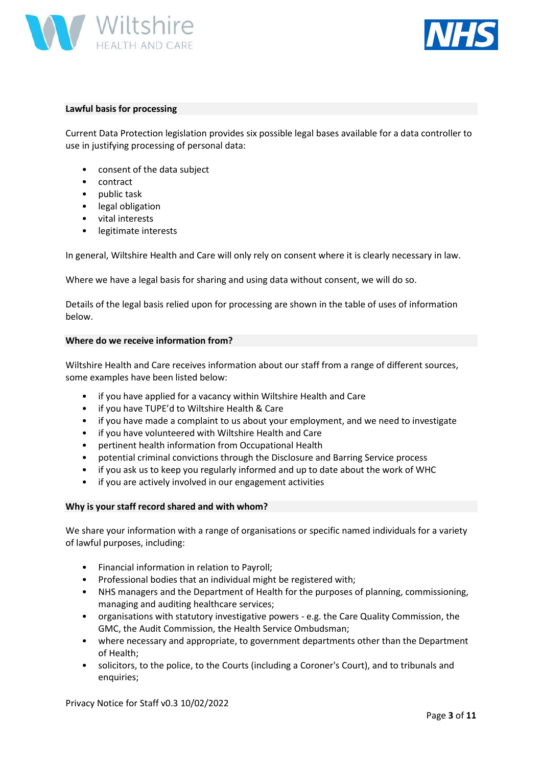## Lawful basis for processing

Current Data Protection legislation provides six possible legal bases available for a data controller to use in justifying processing of personal data:

- consent of the data subject
- contract
- public task
- legal obligation
- vital interests
- legitimate interests

In general, Wiltshire Health and Care will only rely on consent where it is clearly necessary in law.

Where we have a legal basis for sharing and using data without consent, we will do so.

Details of the legal basis relied upon for processing are shown in the table of uses of information below.

## Where do we receive information from?

Wiltshire Health and Care receives information about our staff from a range of different sources, some examples have been listed below:

- if you have applied for a vacancy within Wiltshire Health and Care
- if you have TUPE'd to Wiltshire Health & Care
- if you have made a complaint to us about your employment, and we need to investigate
- if you have volunteered with Wiltshire Health and Care
- pertinent health information from Occupational Health
- potential criminal convictions through the Disclosure and Barring Service process
- if you ask us to keep you regularly informed and up to date about the work of WHC
- if you are actively involved in our engagement activities

## Why is your staff record shared and with whom?

We share your information with a range of organisations or specific named individuals for a variety of lawful purposes, including:

- Financial information in relation to Payroll;
- Professional bodies that an individual might be registered with;
- NHS managers and the Department of Health for the purposes of planning, commissioning, managing and auditing healthcare services;
- organisations with statutory investigative powers - e.g. the Care Quality Commission, the GMC, the Audit Commission, the Health Service Ombudsman;
- where necessary and appropriate, to government departments other than the Department of Health;
- solicitors, to the police, to the Courts (including a Coroner's Court), and to tribunals and enquiries;

Privacy Notice for Staff v0.3 10/02/2022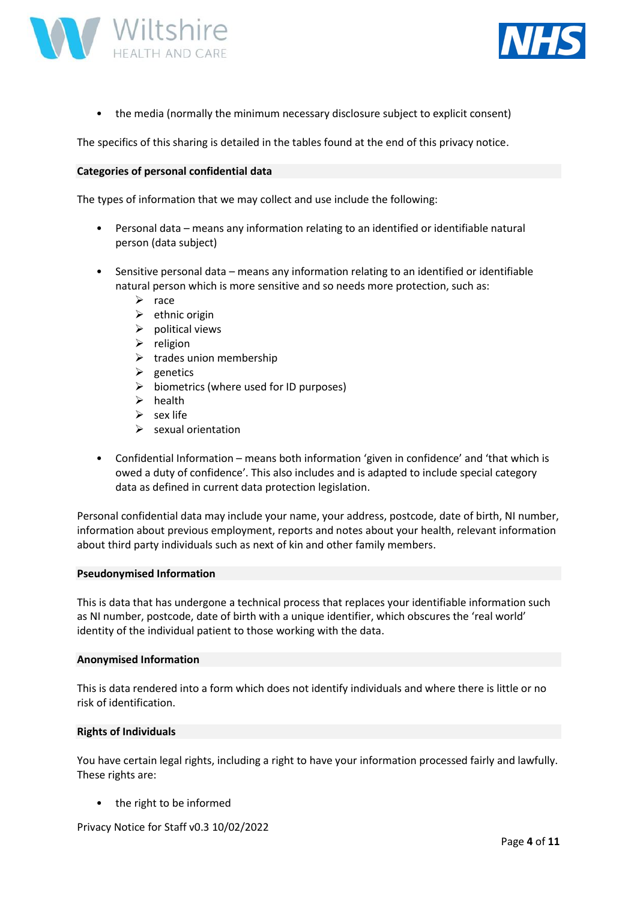- the media (normally the minimum necessary disclosure subject to explicit consent)

The specifics of this sharing is detailed in the tables found at the end of this privacy notice.

### Categories of personal confidential data

The types of information that we may collect and use include the following:

- Personal data – means any information relating to an identified or identifiable natural person (data subject)

- Sensitive personal data – means any information relating to an identified or identifiable natural person which is more sensitive and so needs more protection, such as:
  - race
  - ethnic origin
  - political views
  - religion
  - trades union membership
  - genetics
  - biometrics (where used for ID purposes)
  - health
  - sex life
  - sexual orientation

- Confidential Information – means both information 'given in confidence' and 'that which is owed a duty of confidence'. This also includes and is adapted to include special category data as defined in current data protection legislation.

Personal confidential data may include your name, your address, postcode, date of birth, NI number, information about previous employment, reports and notes about your health, relevant information about third party individuals such as next of kin and other family members.

### Pseudonymised Information

This is data that has undergone a technical process that replaces your identifiable information such as NI number, postcode, date of birth with a unique identifier, which obscures the 'real world' identity of the individual patient to those working with the data.

### Anonymised Information

This is data rendered into a form which does not identify individuals and where there is little or no risk of identification.

### Rights of Individuals

You have certain legal rights, including a right to have your information processed fairly and lawfully. These rights are:

- the right to be informed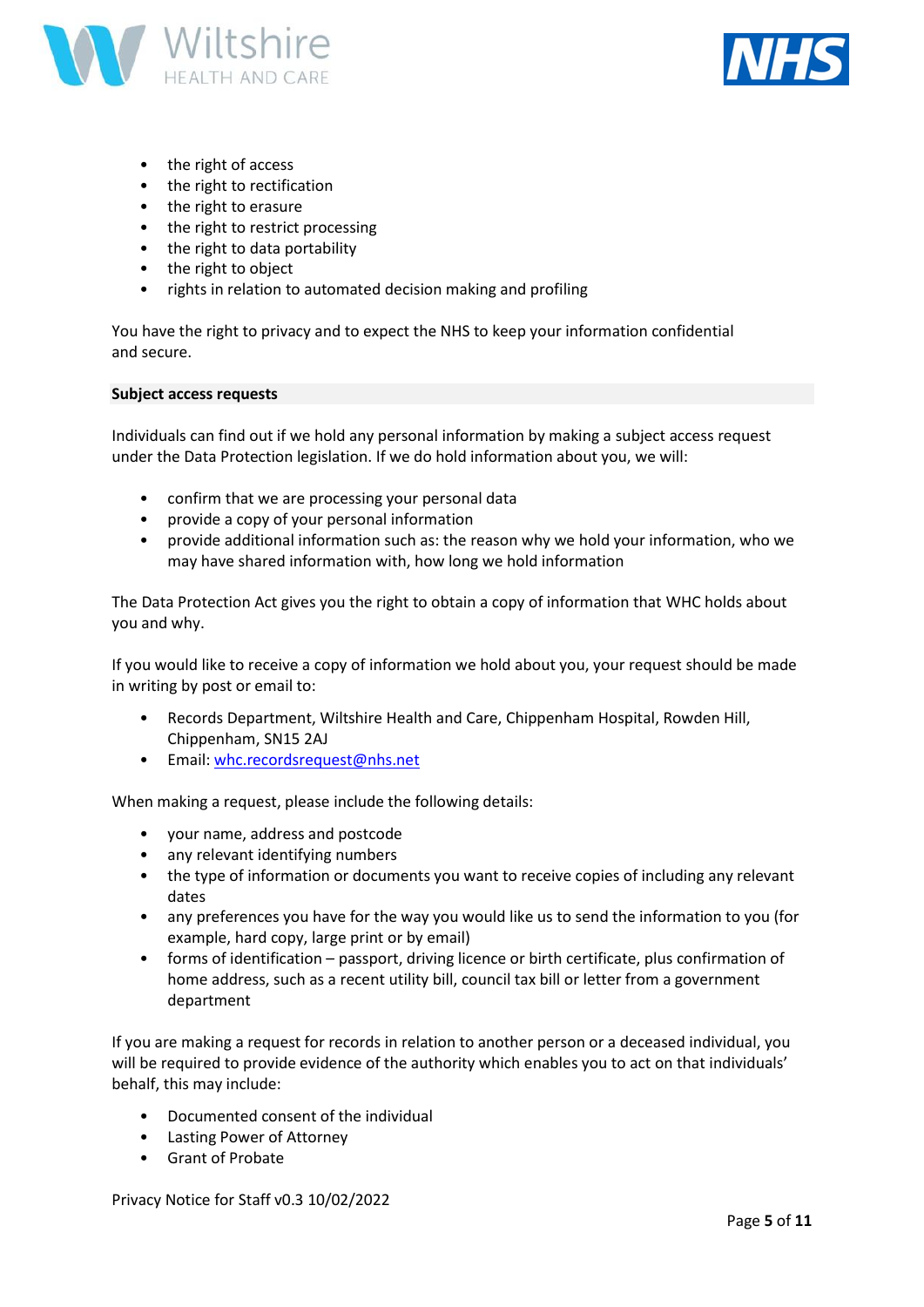- the right of access
- the right to rectification
- the right to erasure
- the right to restrict processing
- the right to data portability
- the right to object
- rights in relation to automated decision making and profiling

You have the right to privacy and to expect the NHS to keep your information confidential and secure.

**Subject access requests**

Individuals can find out if we hold any personal information by making a subject access request under the Data Protection legislation. If we do hold information about you, we will:

- confirm that we are processing your personal data
- provide a copy of your personal information
- provide additional information such as: the reason why we hold your information, who we may have shared information with, how long we hold information

The Data Protection Act gives you the right to obtain a copy of information that WHC holds about you and why.

If you would like to receive a copy of information we hold about you, your request should be made in writing by post or email to:

- Records Department, Wiltshire Health and Care, Chippenham Hospital, Rowden Hill, Chippenham, SN15 2AJ
- Email: whc.recordsrequest@nhs.net

When making a request, please include the following details:

- your name, address and postcode
- any relevant identifying numbers
- the type of information or documents you want to receive copies of including any relevant dates
- any preferences you have for the way you would like us to send the information to you (for example, hard copy, large print or by email)
- forms of identification – passport, driving licence or birth certificate, plus confirmation of home address, such as a recent utility bill, council tax bill or letter from a government department

If you are making a request for records in relation to another person or a deceased individual, you will be required to provide evidence of the authority which enables you to act on that individuals' behalf, this may include:

- Documented consent of the individual
- Lasting Power of Attorney
- Grant of Probate

Privacy Notice for Staff v0.3 10/02/2022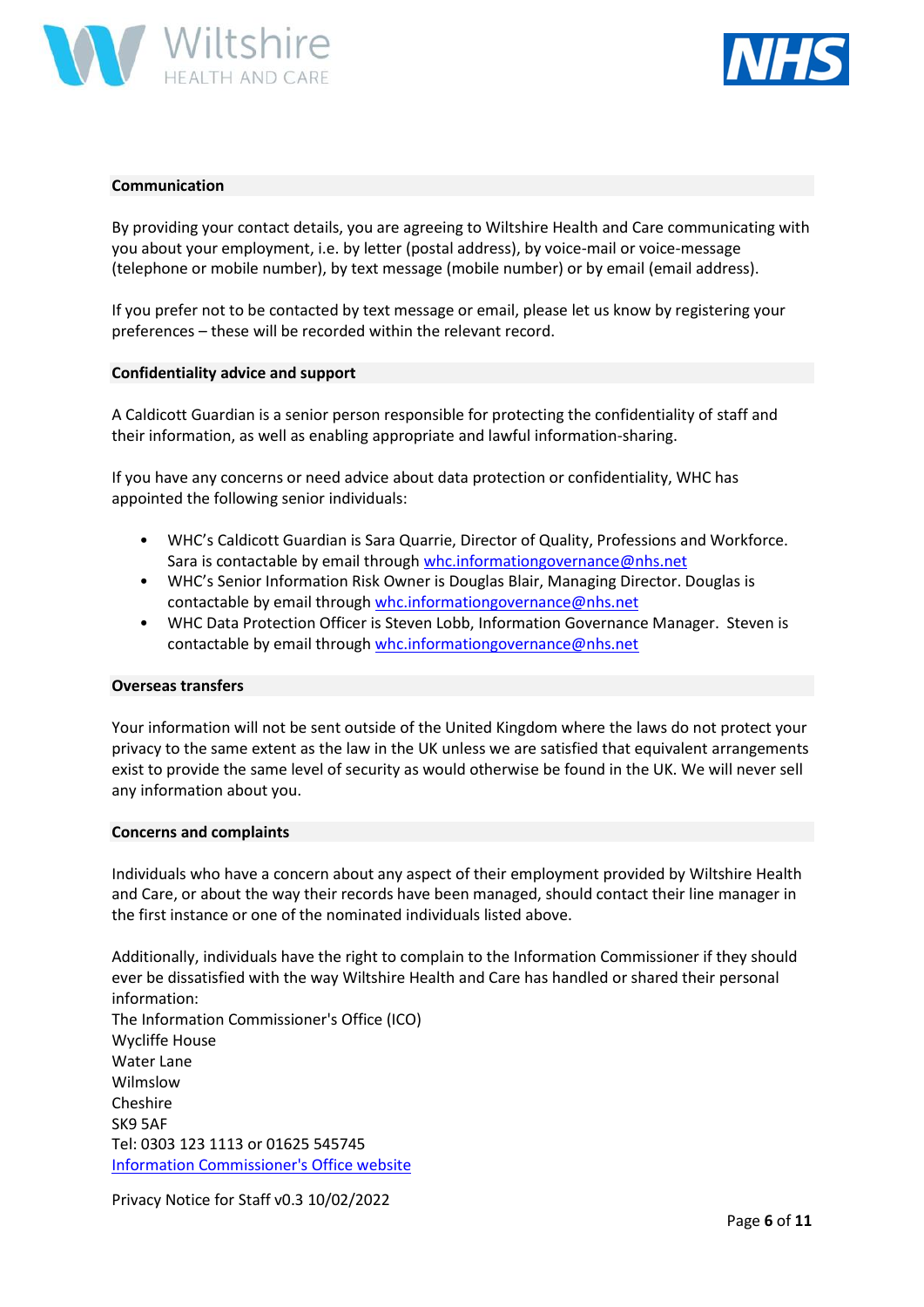## Communication

By providing your contact details, you are agreeing to Wiltshire Health and Care communicating with you about your employment, i.e. by letter (postal address), by voice-mail or voice-message (telephone or mobile number), by text message (mobile number) or by email (email address).

If you prefer not to be contacted by text message or email, please let us know by registering your preferences – these will be recorded within the relevant record.

## Confidentiality advice and support

A Caldicott Guardian is a senior person responsible for protecting the confidentiality of staff and their information, as well as enabling appropriate and lawful information-sharing.

If you have any concerns or need advice about data protection or confidentiality, WHC has appointed the following senior individuals:

- WHC's Caldicott Guardian is Sara Quarrie, Director of Quality, Professions and Workforce. Sara is contactable by email through whc.informationgovernance@nhs.net
- WHC's Senior Information Risk Owner is Douglas Blair, Managing Director. Douglas is contactable by email through whc.informationgovernance@nhs.net
- WHC Data Protection Officer is Steven Lobb, Information Governance Manager. Steven is contactable by email through whc.informationgovernance@nhs.net

## Overseas transfers

Your information will not be sent outside of the United Kingdom where the laws do not protect your privacy to the same extent as the law in the UK unless we are satisfied that equivalent arrangements exist to provide the same level of security as would otherwise be found in the UK. We will never sell any information about you.

## Concerns and complaints

Individuals who have a concern about any aspect of their employment provided by Wiltshire Health and Care, or about the way their records have been managed, should contact their line manager in the first instance or one of the nominated individuals listed above.

Additionally, individuals have the right to complain to the Information Commissioner if they should ever be dissatisfied with the way Wiltshire Health and Care has handled or shared their personal information:
The Information Commissioner's Office (ICO)
Wycliffe House
Water Lane
Wilmslow
Cheshire
SK9 5AF
Tel: 0303 123 1113 or 01625 545745
Information Commissioner's Office website

Privacy Notice for Staff v0.3 10/02/2022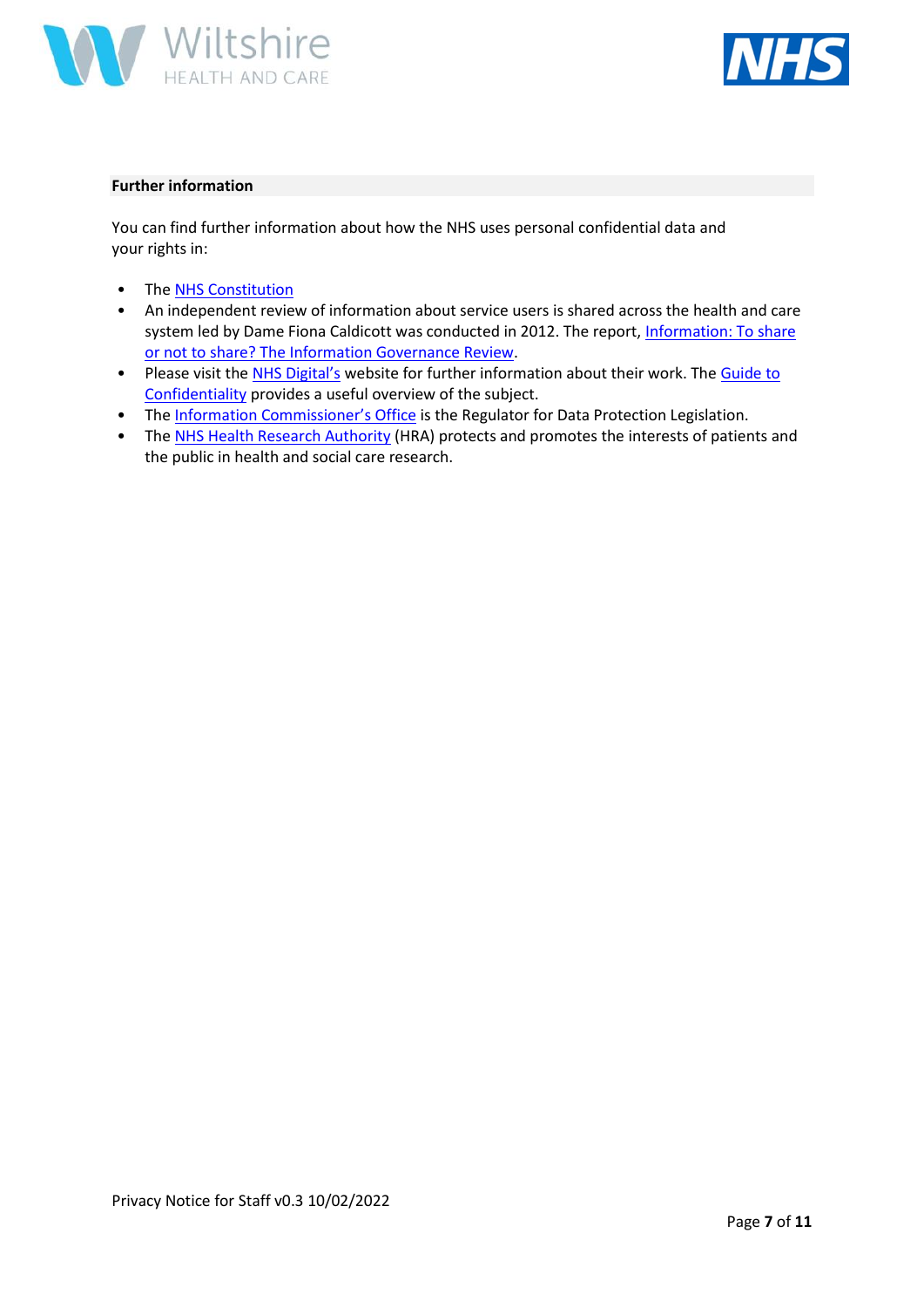## Further information

You can find further information about how the NHS uses personal confidential data and your rights in:

- The NHS Constitution
- An independent review of information about service users is shared across the health and care system led by Dame Fiona Caldicott was conducted in 2012. The report, Information: To share or not to share? The Information Governance Review.
- Please visit the NHS Digital's website for further information about their work. The Guide to Confidentiality provides a useful overview of the subject.
- The Information Commissioner's Office is the Regulator for Data Protection Legislation.
- The NHS Health Research Authority (HRA) protects and promotes the interests of patients and the public in health and social care research.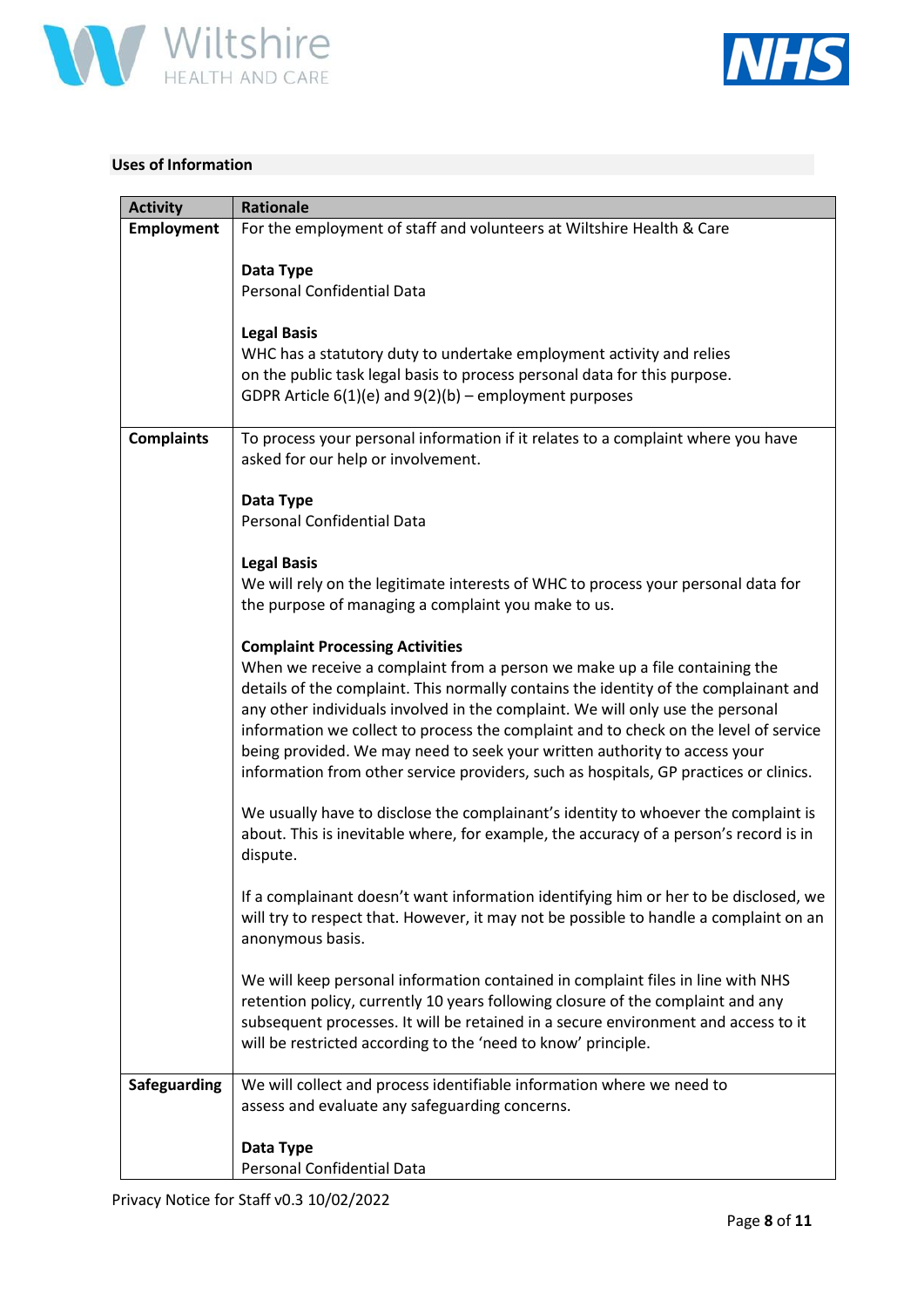### Uses of Information

| Activity | Rationale |
|---|---|
| **Employment** | For the employment of staff and volunteers at Wiltshire Health & Care<br><br>**Data Type**<br>Personal Confidential Data<br><br>**Legal Basis**<br>WHC has a statutory duty to undertake employment activity and relies on the public task legal basis to process personal data for this purpose.<br>GDPR Article 6(1)(e) and 9(2)(b) – employment purposes |
| **Complaints** | To process your personal information if it relates to a complaint where you have asked for our help or involvement.<br><br>**Data Type**<br>Personal Confidential Data<br><br>**Legal Basis**<br>We will rely on the legitimate interests of WHC to process your personal data for the purpose of managing a complaint you make to us.<br><br>**Complaint Processing Activities**<br>When we receive a complaint from a person we make up a file containing the details of the complaint. This normally contains the identity of the complainant and any other individuals involved in the complaint. We will only use the personal information we collect to process the complaint and to check on the level of service being provided. We may need to seek your written authority to access your information from other service providers, such as hospitals, GP practices or clinics.<br><br>We usually have to disclose the complainant's identity to whoever the complaint is about. This is inevitable where, for example, the accuracy of a person's record is in dispute.<br><br>If a complainant doesn't want information identifying him or her to be disclosed, we will try to respect that. However, it may not be possible to handle a complaint on an anonymous basis.<br><br>We will keep personal information contained in complaint files in line with NHS retention policy, currently 10 years following closure of the complaint and any subsequent processes. It will be retained in a secure environment and access to it will be restricted according to the 'need to know' principle. |
| **Safeguarding** | We will collect and process identifiable information where we need to assess and evaluate any safeguarding concerns.<br><br>**Data Type**<br>Personal Confidential Data |

Privacy Notice for Staff v0.3 10/02/2022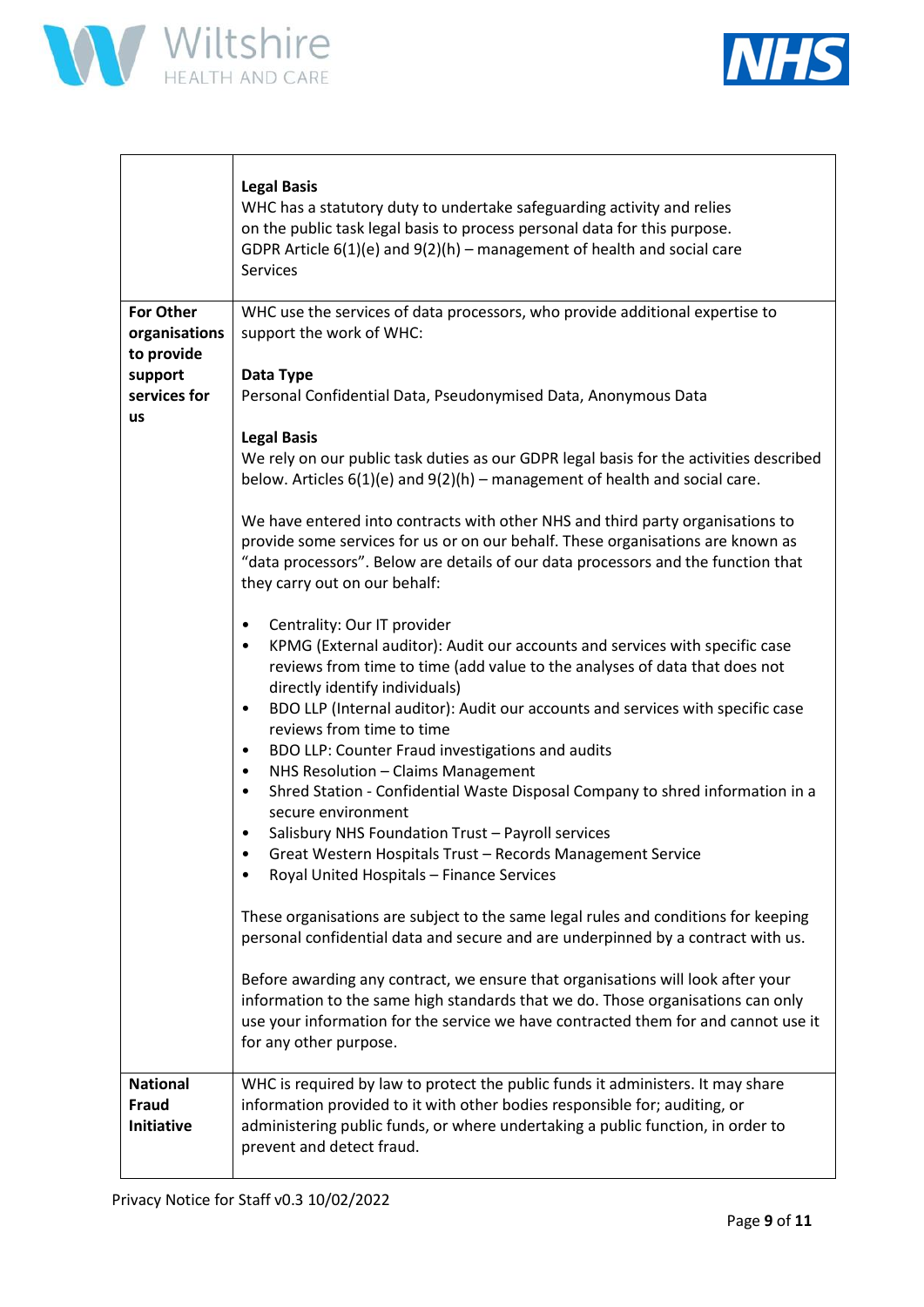| | |
|---|---|
| | **Legal Basis**<br>WHC has a statutory duty to undertake safeguarding activity and relies on the public task legal basis to process personal data for this purpose. GDPR Article 6(1)(e) and 9(2)(h) – management of health and social care Services |
| **For Other organisations to provide support services for us** | WHC use the services of data processors, who provide additional expertise to support the work of WHC:<br><br>**Data Type**<br>Personal Confidential Data, Pseudonymised Data, Anonymous Data<br><br>**Legal Basis**<br>We rely on our public task duties as our GDPR legal basis for the activities described below. Articles 6(1)(e) and 9(2)(h) – management of health and social care.<br><br>We have entered into contracts with other NHS and third party organisations to provide some services for us or on our behalf. These organisations are known as "data processors". Below are details of our data processors and the function that they carry out on our behalf:<br><br>• Centrality: Our IT provider<br>• KPMG (External auditor): Audit our accounts and services with specific case reviews from time to time (add value to the analyses of data that does not directly identify individuals)<br>• BDO LLP (Internal auditor): Audit our accounts and services with specific case reviews from time to time<br>• BDO LLP: Counter Fraud investigations and audits<br>• NHS Resolution – Claims Management<br>• Shred Station - Confidential Waste Disposal Company to shred information in a secure environment<br>• Salisbury NHS Foundation Trust – Payroll services<br>• Great Western Hospitals Trust – Records Management Service<br>• Royal United Hospitals – Finance Services<br><br>These organisations are subject to the same legal rules and conditions for keeping personal confidential data and secure and are underpinned by a contract with us.<br><br>Before awarding any contract, we ensure that organisations will look after your information to the same high standards that we do. Those organisations can only use your information for the service we have contracted them for and cannot use it for any other purpose. |
| **National Fraud Initiative** | WHC is required by law to protect the public funds it administers. It may share information provided to it with other bodies responsible for; auditing, or administering public funds, or where undertaking a public function, in order to prevent and detect fraud. |

Privacy Notice for Staff v0.3 10/02/2022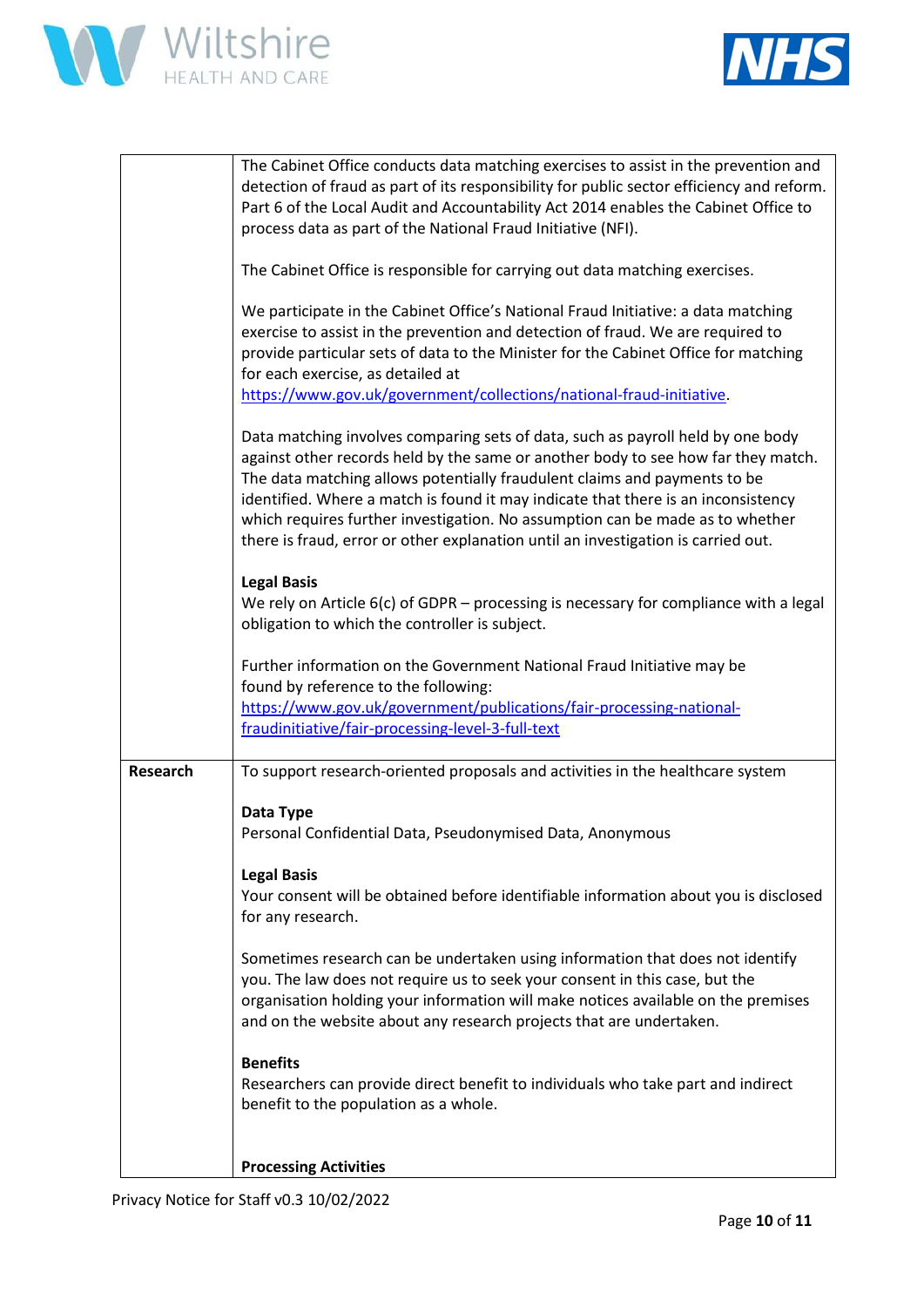| | |
|---|---|
| | The Cabinet Office conducts data matching exercises to assist in the prevention and detection of fraud as part of its responsibility for public sector efficiency and reform. Part 6 of the Local Audit and Accountability Act 2014 enables the Cabinet Office to process data as part of the National Fraud Initiative (NFI).<br><br>The Cabinet Office is responsible for carrying out data matching exercises.<br><br>We participate in the Cabinet Office's National Fraud Initiative: a data matching exercise to assist in the prevention and detection of fraud. We are required to provide particular sets of data to the Minister for the Cabinet Office for matching for each exercise, as detailed at https://www.gov.uk/government/collections/national-fraud-initiative.<br><br>Data matching involves comparing sets of data, such as payroll held by one body against other records held by the same or another body to see how far they match. The data matching allows potentially fraudulent claims and payments to be identified. Where a match is found it may indicate that there is an inconsistency which requires further investigation. No assumption can be made as to whether there is fraud, error or other explanation until an investigation is carried out.<br><br>**Legal Basis**<br>We rely on Article 6(c) of GDPR – processing is necessary for compliance with a legal obligation to which the controller is subject.<br><br>Further information on the Government National Fraud Initiative may be found by reference to the following:<br>https://www.gov.uk/government/publications/fair-processing-national-fraudinitiative/fair-processing-level-3-full-text |
| **Research** | To support research-oriented proposals and activities in the healthcare system<br><br>**Data Type**<br>Personal Confidential Data, Pseudonymised Data, Anonymous<br><br>**Legal Basis**<br>Your consent will be obtained before identifiable information about you is disclosed for any research.<br><br>Sometimes research can be undertaken using information that does not identify you. The law does not require us to seek your consent in this case, but the organisation holding your information will make notices available on the premises and on the website about any research projects that are undertaken.<br><br>**Benefits**<br>Researchers can provide direct benefit to individuals who take part and indirect benefit to the population as a whole.<br><br>**Processing Activities** |

Privacy Notice for Staff v0.3 10/02/2022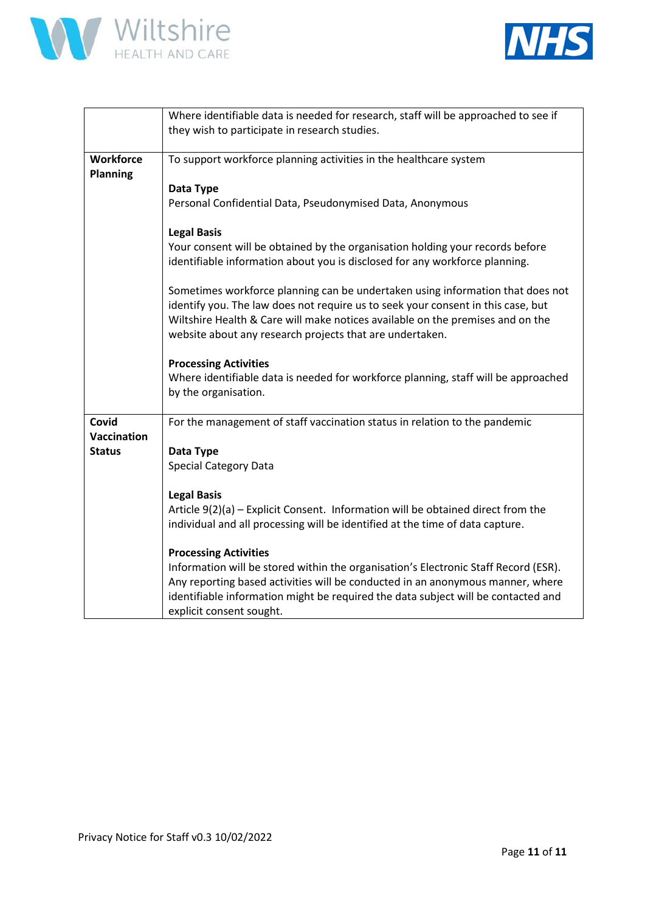| | |
|---|---|
| | Where identifiable data is needed for research, staff will be approached to see if they wish to participate in research studies. |
| **Workforce Planning** | To support workforce planning activities in the healthcare system<br><br>**Data Type**<br>Personal Confidential Data, Pseudonymised Data, Anonymous<br><br>**Legal Basis**<br>Your consent will be obtained by the organisation holding your records before identifiable information about you is disclosed for any workforce planning.<br><br>Sometimes workforce planning can be undertaken using information that does not identify you. The law does not require us to seek your consent in this case, but Wiltshire Health & Care will make notices available on the premises and on the website about any research projects that are undertaken.<br><br>**Processing Activities**<br>Where identifiable data is needed for workforce planning, staff will be approached by the organisation. |
| **Covid Vaccination Status** | For the management of staff vaccination status in relation to the pandemic<br><br>**Data Type**<br>Special Category Data<br><br>**Legal Basis**<br>Article 9(2)(a) – Explicit Consent. Information will be obtained direct from the individual and all processing will be identified at the time of data capture.<br><br>**Processing Activities**<br>Information will be stored within the organisation's Electronic Staff Record (ESR). Any reporting based activities will be conducted in an anonymous manner, where identifiable information might be required the data subject will be contacted and explicit consent sought. |

Privacy Notice for Staff v0.3 10/02/2022